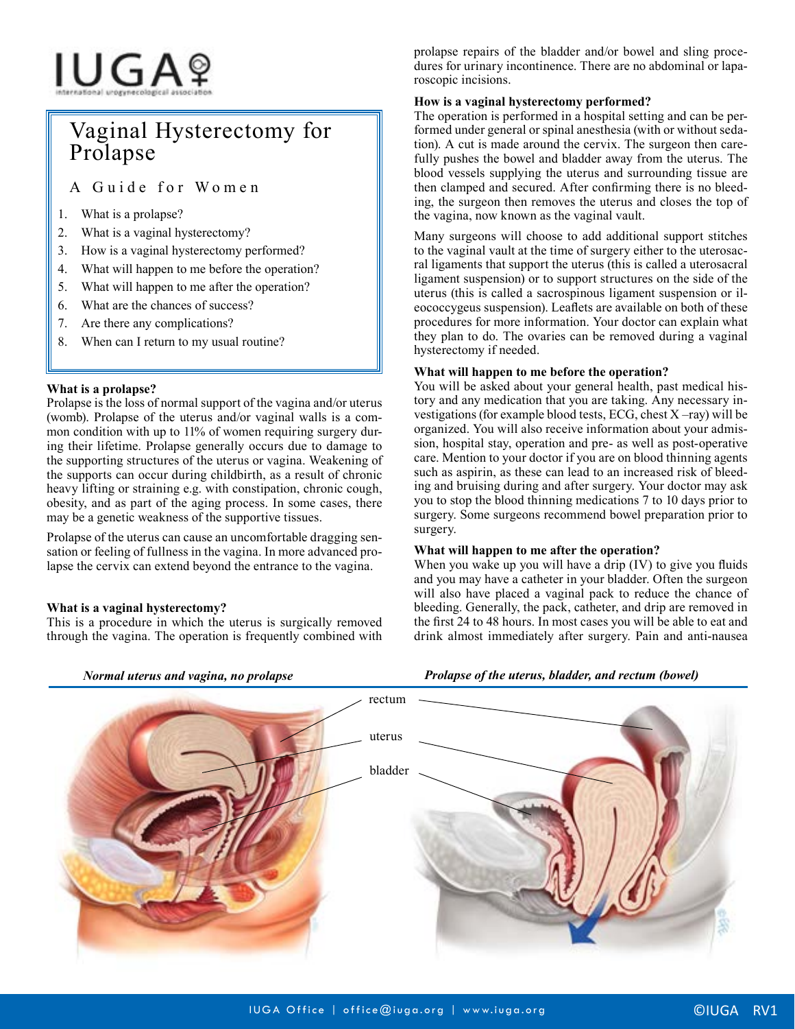IUGA

international urogynecological association

# Vaginal Hysterectomy for Prolapse

## A Guide for Women

1. What is a prolapse?
2. What is a vaginal hysterectomy?
3. How is a vaginal hysterectomy performed?
4. What will happen to me before the operation?
5. What will happen to me after the operation?
6. What are the chances of success?
7. Are there any complications?
8. When can I return to my usual routine?

### What is a prolapse?

Prolapse is the loss of normal support of the vagina and/or uterus (womb). Prolapse of the uterus and/or vaginal walls is a common condition with up to 11% of women requiring surgery during their lifetime. Prolapse generally occurs due to damage to the supporting structures of the uterus or vagina. Weakening of the supports can occur during childbirth, as a result of chronic heavy lifting or straining e.g. with constipation, chronic cough, obesity, and as part of the aging process. In some cases, there may be a genetic weakness of the supportive tissues.

Prolapse of the uterus can cause an uncomfortable dragging sensation or feeling of fullness in the vagina. In more advanced prolapse the cervix can extend beyond the entrance to the vagina.

### What is a vaginal hysterectomy?

This is a procedure in which the uterus is surgically removed through the vagina. The operation is frequently combined with prolapse repairs of the bladder and/or bowel and sling procedures for urinary incontinence. There are no abdominal or laparoscopic incisions.

### How is a vaginal hysterectomy performed?

The operation is performed in a hospital setting and can be performed under general or spinal anesthesia (with or without sedation). A cut is made around the cervix. The surgeon then carefully pushes the bowel and bladder away from the uterus. The blood vessels supplying the uterus and surrounding tissue are then clamped and secured. After confirming there is no bleeding, the surgeon then removes the uterus and closes the top of the vagina, now known as the vaginal vault.

Many surgeons will choose to add additional support stitches to the vaginal vault at the time of surgery either to the uterosacral ligaments that support the uterus (this is called a uterosacral ligament suspension) or to support structures on the side of the uterus (this is called a sacrospinous ligament suspension or ileococcygeus suspension). Leaflets are available on both of these procedures for more information. Your doctor can explain what they plan to do. The ovaries can be removed during a vaginal hysterectomy if needed.

### What will happen to me before the operation?

You will be asked about your general health, past medical history and any medication that you are taking. Any necessary investigations (for example blood tests, ECG, chest X –ray) will be organized. You will also receive information about your admission, hospital stay, operation and pre- as well as post-operative care. Mention to your doctor if you are on blood thinning agents such as aspirin, as these can lead to an increased risk of bleeding and bruising during and after surgery. Your doctor may ask you to stop the blood thinning medications 7 to 10 days prior to surgery. Some surgeons recommend bowel preparation prior to surgery.

### What will happen to me after the operation?

When you wake up you will have a drip (IV) to give you fluids and you may have a catheter in your bladder. Often the surgeon will also have placed a vaginal pack to reduce the chance of bleeding. Generally, the pack, catheter, and drip are removed in the first 24 to 48 hours. In most cases you will be able to eat and drink almost immediately after surgery. Pain and anti-nausea

*Normal uterus and vagina, no prolapse*

*Prolapse of the uterus, bladder, and rectum (bowel)*

rectum

uterus

bladder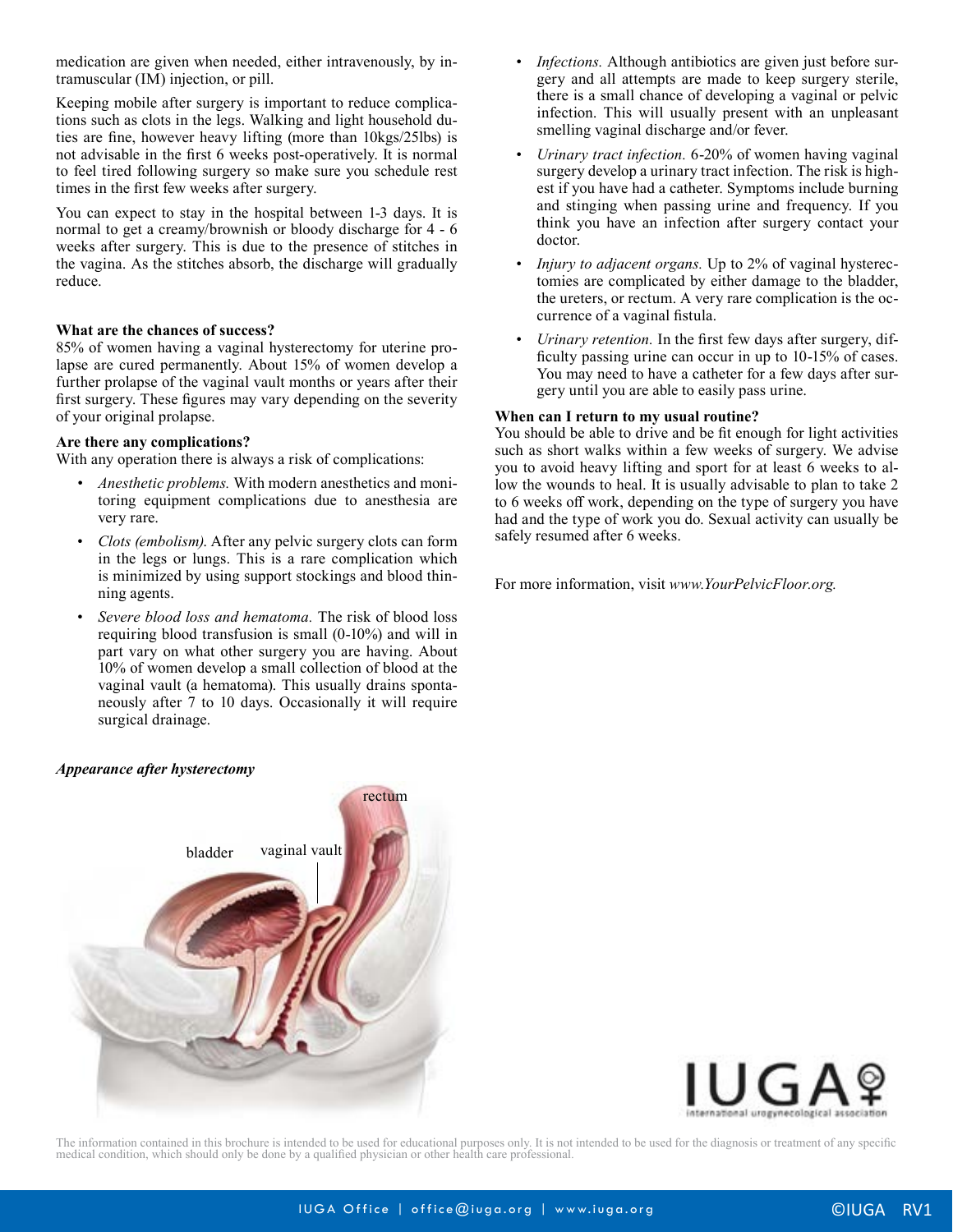medication are given when needed, either intravenously, by intramuscular (IM) injection, or pill.

Keeping mobile after surgery is important to reduce complications such as clots in the legs. Walking and light household duties are fine, however heavy lifting (more than 10kgs/25lbs) is not advisable in the first 6 weeks post-operatively. It is normal to feel tired following surgery so make sure you schedule rest times in the first few weeks after surgery.

You can expect to stay in the hospital between 1-3 days. It is normal to get a creamy/brownish or bloody discharge for 4 - 6 weeks after surgery. This is due to the presence of stitches in the vagina. As the stitches absorb, the discharge will gradually reduce.

**What are the chances of success?**

85% of women having a vaginal hysterectomy for uterine prolapse are cured permanently. About 15% of women develop a further prolapse of the vaginal vault months or years after their first surgery. These figures may vary depending on the severity of your original prolapse.

**Are there any complications?**

With any operation there is always a risk of complications:

- *Anesthetic problems.* With modern anesthetics and monitoring equipment complications due to anesthesia are very rare.
- *Clots (embolism).* After any pelvic surgery clots can form in the legs or lungs. This is a rare complication which is minimized by using support stockings and blood thinning agents.
- *Severe blood loss and hematoma.* The risk of blood loss requiring blood transfusion is small (0-10%) and will in part vary on what other surgery you are having. About 10% of women develop a small collection of blood at the vaginal vault (a hematoma). This usually drains spontaneously after 7 to 10 days. Occasionally it will require surgical drainage.

***Appearance after hysterectomy***

rectum

bladder

vaginal vault

- *Infections.* Although antibiotics are given just before surgery and all attempts are made to keep surgery sterile, there is a small chance of developing a vaginal or pelvic infection. This will usually present with an unpleasant smelling vaginal discharge and/or fever.
- *Urinary tract infection.* 6-20% of women having vaginal surgery develop a urinary tract infection. The risk is highest if you have had a catheter. Symptoms include burning and stinging when passing urine and frequency. If you think you have an infection after surgery contact your doctor.
- *Injury to adjacent organs.* Up to 2% of vaginal hysterectomies are complicated by either damage to the bladder, the ureters, or rectum. A very rare complication is the occurrence of a vaginal fistula.
- *Urinary retention.* In the first few days after surgery, difficulty passing urine can occur in up to 10-15% of cases. You may need to have a catheter for a few days after surgery until you are able to easily pass urine.

**When can I return to my usual routine?**

You should be able to drive and be fit enough for light activities such as short walks within a few weeks of surgery. We advise you to avoid heavy lifting and sport for at least 6 weeks to allow the wounds to heal. It is usually advisable to plan to take 2 to 6 weeks off work, depending on the type of surgery you have had and the type of work you do. Sexual activity can usually be safely resumed after 6 weeks.

For more information, visit *www.YourPelvicFloor.org.*

IUGA international urogynecological association

The information contained in this brochure is intended to be used for educational purposes only. It is not intended to be used for the diagnosis or treatment of any specific medical condition, which should only be done by a qualified physician or other health care professional.

IUGA Office | office@iuga.org | www.iuga.org

©IUGA RV1